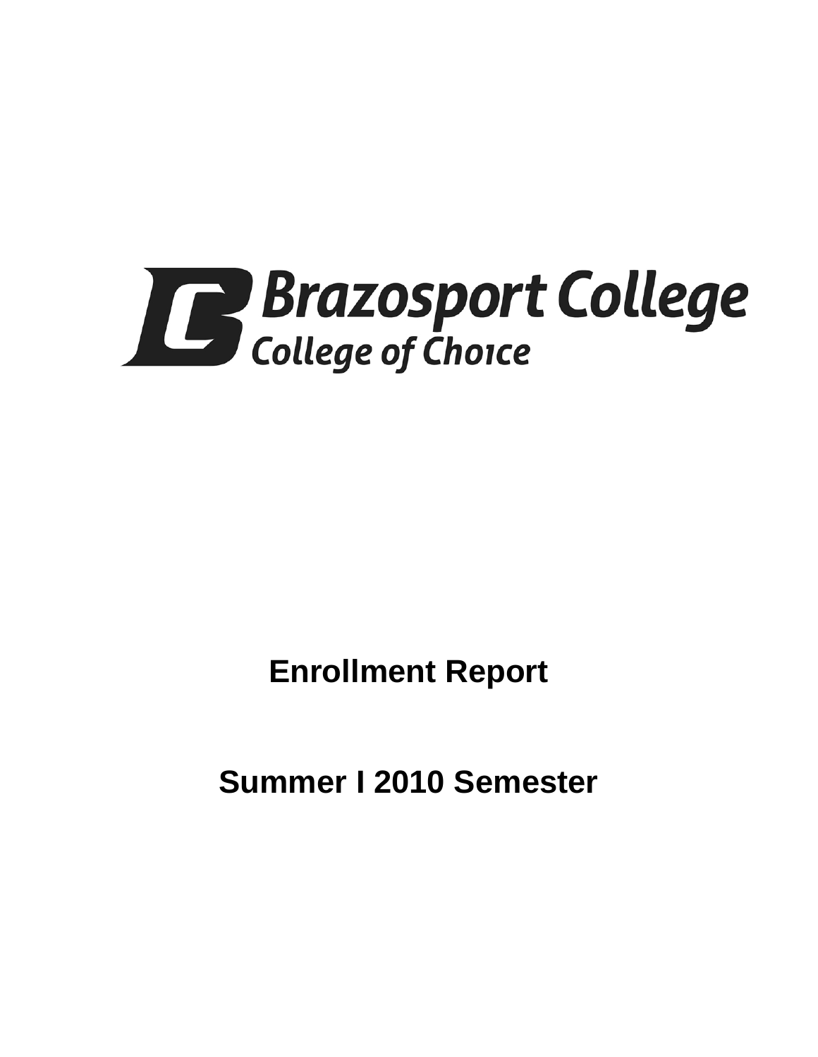Brazosport College

College of Choice

# Enrollment Report

# Summer I 2010 Semester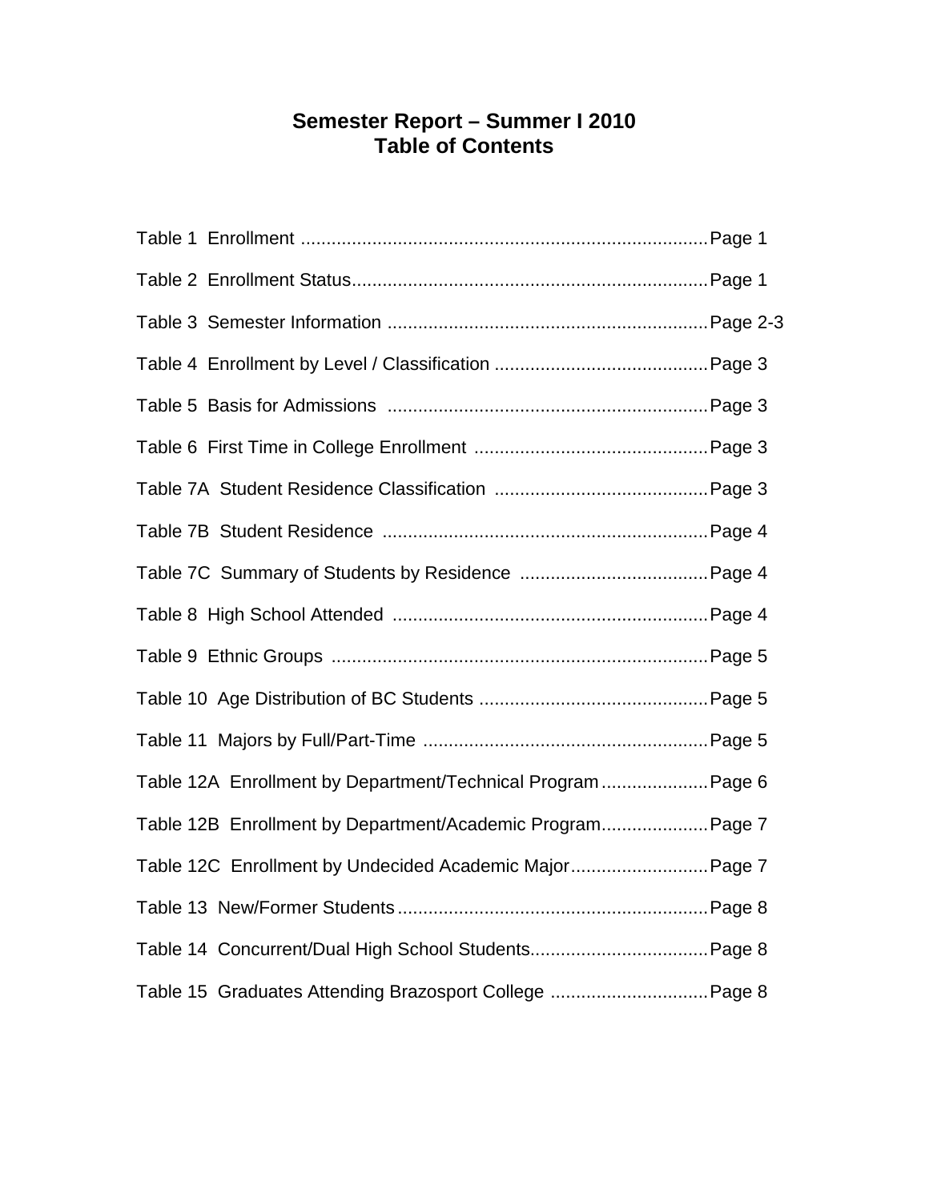# Semester Report – Summer I 2010
## Table of Contents

Table 1 Enrollment ................................................................................Page 1

Table 2 Enrollment Status......................................................................Page 1

Table 3 Semester Information ...............................................................Page 2-3

Table 4 Enrollment by Level / Classification ..........................................Page 3

Table 5 Basis for Admissions ...............................................................Page 3

Table 6 First Time in College Enrollment ..............................................Page 3

Table 7A Student Residence Classification ..........................................Page 3

Table 7B Student Residence ................................................................Page 4

Table 7C Summary of Students by Residence .....................................Page 4

Table 8 High School Attended ..............................................................Page 4

Table 9 Ethnic Groups ..........................................................................Page 5

Table 10 Age Distribution of BC Students .............................................Page 5

Table 11 Majors by Full/Part-Time ........................................................Page 5

Table 12A Enrollment by Department/Technical Program .....................Page 6

Table 12B Enrollment by Department/Academic Program.....................Page 7

Table 12C Enrollment by Undecided Academic Major...........................Page 7

Table 13 New/Former Students.............................................................Page 8

Table 14 Concurrent/Dual High School Students...................................Page 8

Table 15 Graduates Attending Brazosport College ...............................Page 8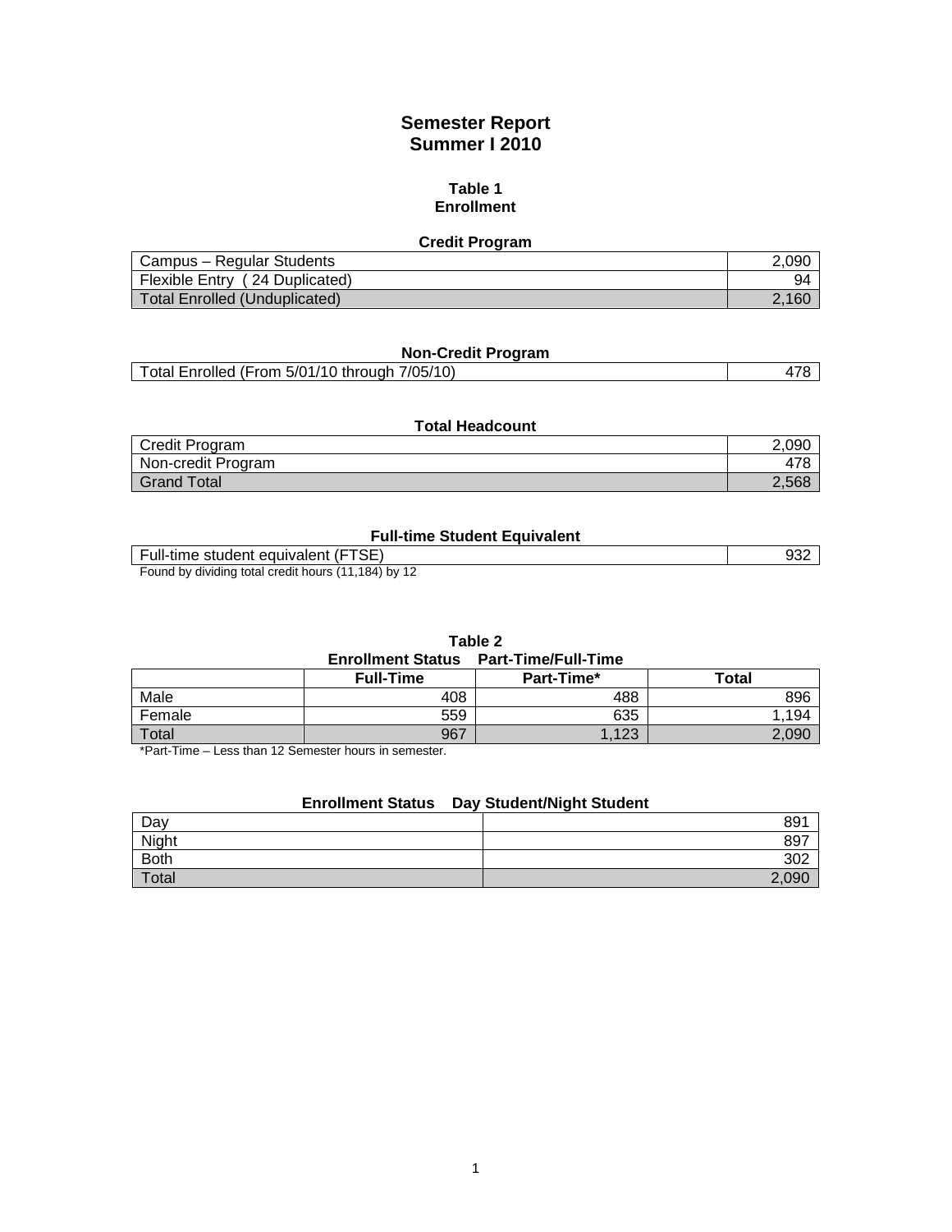# Semester Report
# Summer I 2010

## Table 1
## Enrollment

### Credit Program

| | |
|---|---:|
| Campus – Regular Students | 2,090 |
| Flexible Entry ( 24 Duplicated) | 94 |
| Total Enrolled (Unduplicated) | 2,160 |

### Non-Credit Program

| | |
|---|---:|
| Total Enrolled (From 5/01/10 through 7/05/10) | 478 |

### Total Headcount

| | |
|---|---:|
| Credit Program | 2,090 |
| Non-credit Program | 478 |
| Grand Total | 2,568 |

### Full-time Student Equivalent

| | |
|---|---:|
| Full-time student equivalent (FTSE) | 932 |

Found by dividing total credit hours (11,184) by 12

## Table 2
### Enrollment Status Part-Time/Full-Time

| | Full-Time | Part-Time* | Total |
|---|---:|---:|---:|
| Male | 408 | 488 | 896 |
| Female | 559 | 635 | 1,194 |
| Total | 967 | 1,123 | 2,090 |

*Part-Time – Less than 12 Semester hours in semester.

### Enrollment Status Day Student/Night Student

| | |
|---|---:|
| Day | 891 |
| Night | 897 |
| Both | 302 |
| Total | 2,090 |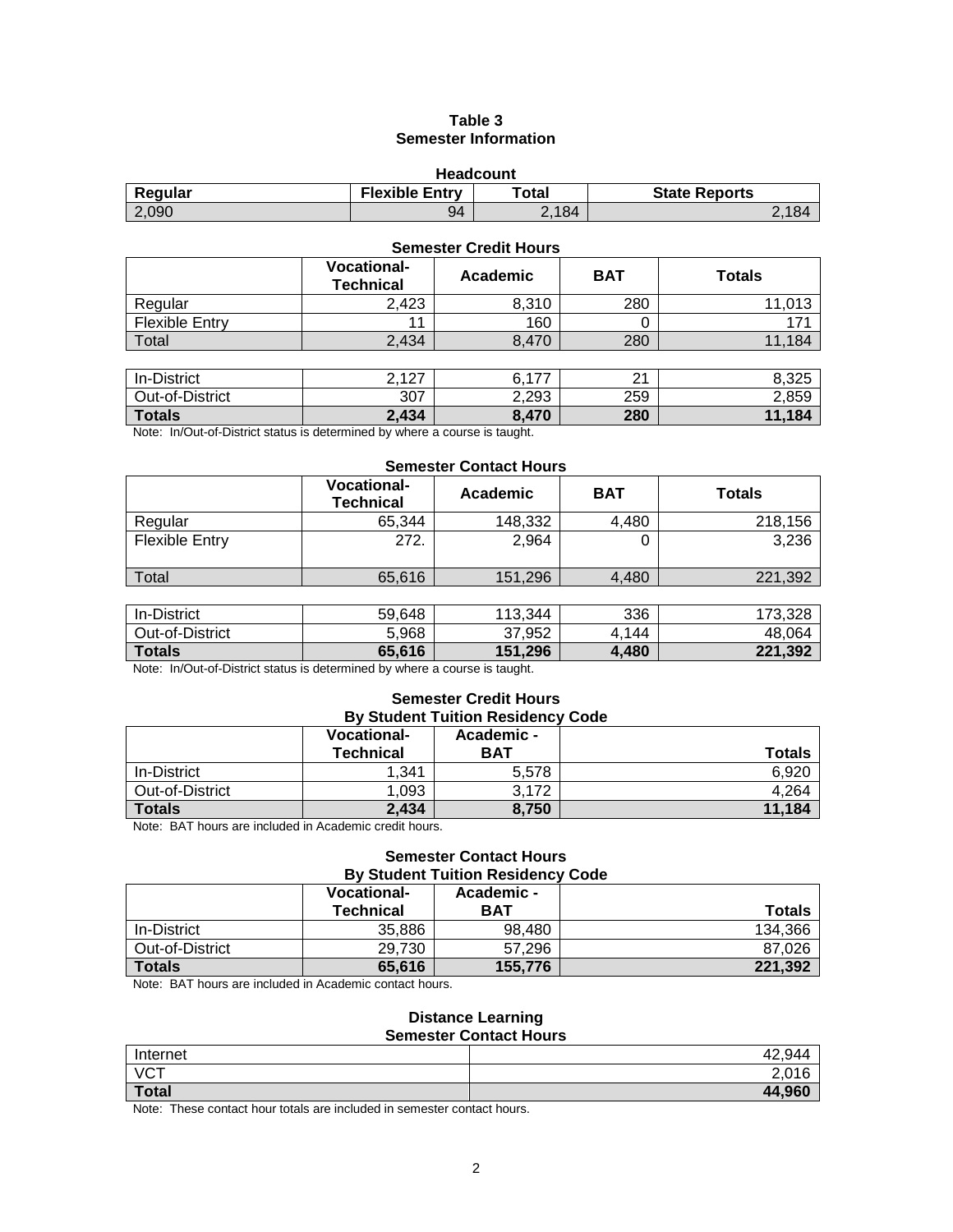# Table 3
## Semester Information

### Headcount

| Regular | Flexible Entry | Total | State Reports |
|---|---|---|---|
| 2,090 | 94 | 2,184 | 2,184 |

### Semester Credit Hours

| | Vocational-Technical | Academic | BAT | Totals |
|---|---|---|---|---|
| Regular | 2,423 | 8,310 | 280 | 11,013 |
| Flexible Entry | 11 | 160 | 0 | 171 |
| Total | 2,434 | 8,470 | 280 | 11,184 |
| | | | | |
| In-District | 2,127 | 6,177 | 21 | 8,325 |
| Out-of-District | 307 | 2,293 | 259 | 2,859 |
| **Totals** | **2,434** | **8,470** | **280** | **11,184** |

Note: In/Out-of-District status is determined by where a course is taught.

### Semester Contact Hours

| | Vocational-Technical | Academic | BAT | Totals |
|---|---|---|---|---|
| Regular | 65,344 | 148,332 | 4,480 | 218,156 |
| Flexible Entry | 272. | 2,964 | 0 | 3,236 |
| Total | 65,616 | 151,296 | 4,480 | 221,392 |
| | | | | |
| In-District | 59,648 | 113,344 | 336 | 173,328 |
| Out-of-District | 5,968 | 37,952 | 4,144 | 48,064 |
| **Totals** | **65,616** | **151,296** | **4,480** | **221,392** |

Note: In/Out-of-District status is determined by where a course is taught.

### Semester Credit Hours By Student Tuition Residency Code

| | Vocational-Technical | Academic - BAT | Totals |
|---|---|---|---|
| In-District | 1,341 | 5,578 | 6,920 |
| Out-of-District | 1,093 | 3,172 | 4,264 |
| **Totals** | **2,434** | **8,750** | **11,184** |

Note: BAT hours are included in Academic credit hours.

### Semester Contact Hours By Student Tuition Residency Code

| | Vocational-Technical | Academic - BAT | Totals |
|---|---|---|---|
| In-District | 35,886 | 98,480 | 134,366 |
| Out-of-District | 29,730 | 57,296 | 87,026 |
| **Totals** | **65,616** | **155,776** | **221,392** |

Note: BAT hours are included in Academic contact hours.

### Distance Learning Semester Contact Hours

| | |
|---|---|
| Internet | 42,944 |
| VCT | 2,016 |
| **Total** | **44,960** |

Note: These contact hour totals are included in semester contact hours.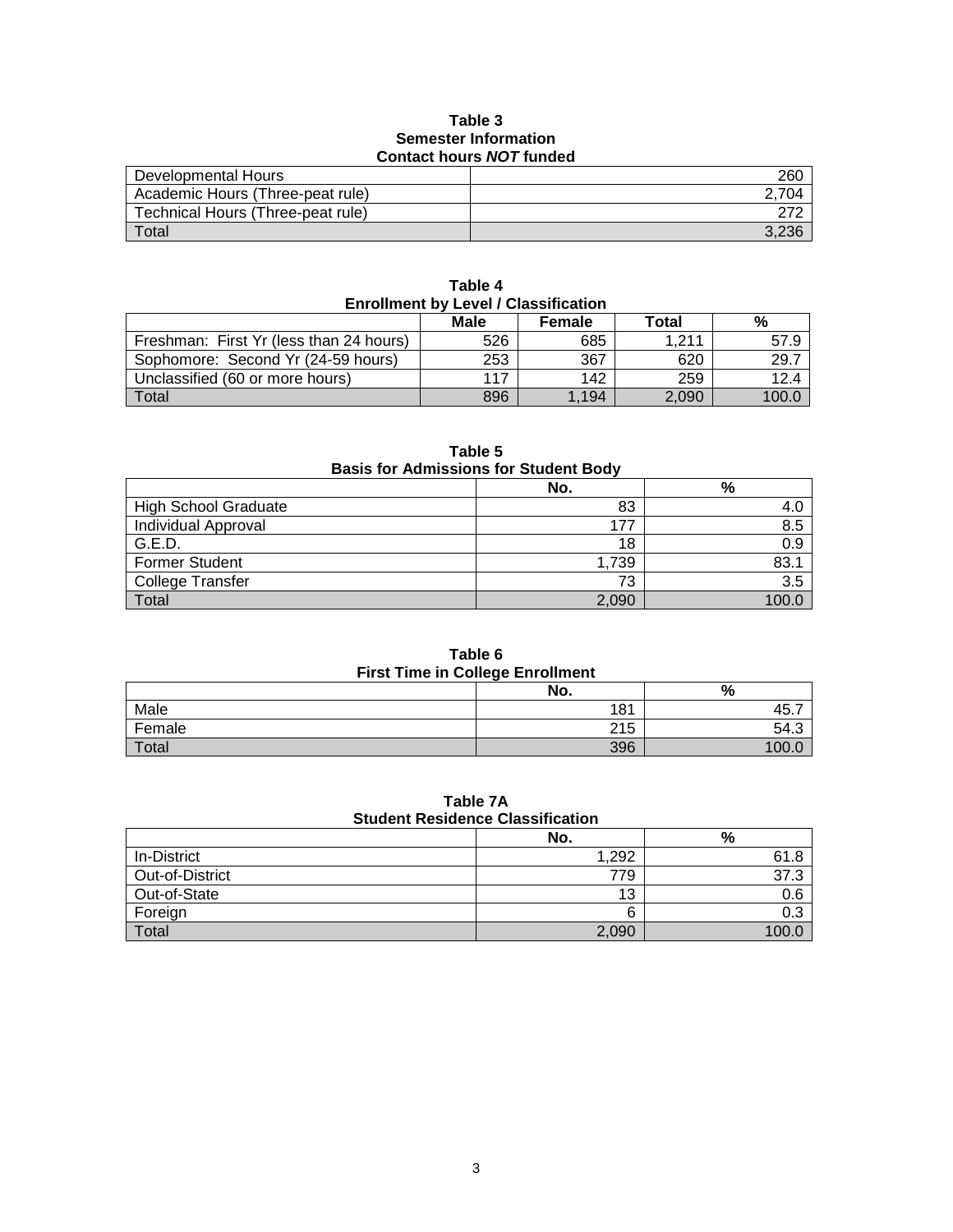**Table 3**
**Semester Information**
**Contact hours *NOT* funded**

| | |
|---|---:|
| Developmental Hours | 260 |
| Academic Hours (Three-peat rule) | 2,704 |
| Technical Hours (Three-peat rule) | 272 |
| Total | 3,236 |

**Table 4**
**Enrollment by Level / Classification**

| | Male | Female | Total | % |
|---|---:|---:|---:|---:|
| Freshman: First Yr (less than 24 hours) | 526 | 685 | 1,211 | 57.9 |
| Sophomore: Second Yr (24-59 hours) | 253 | 367 | 620 | 29.7 |
| Unclassified (60 or more hours) | 117 | 142 | 259 | 12.4 |
| Total | 896 | 1,194 | 2,090 | 100.0 |

**Table 5**
**Basis for Admissions for Student Body**

| | No. | % |
|---|---:|---:|
| High School Graduate | 83 | 4.0 |
| Individual Approval | 177 | 8.5 |
| G.E.D. | 18 | 0.9 |
| Former Student | 1,739 | 83.1 |
| College Transfer | 73 | 3.5 |
| Total | 2,090 | 100.0 |

**Table 6**
**First Time in College Enrollment**

| | No. | % |
|---|---:|---:|
| Male | 181 | 45.7 |
| Female | 215 | 54.3 |
| Total | 396 | 100.0 |

**Table 7A**
**Student Residence Classification**

| | No. | % |
|---|---:|---:|
| In-District | 1,292 | 61.8 |
| Out-of-District | 779 | 37.3 |
| Out-of-State | 13 | 0.6 |
| Foreign | 6 | 0.3 |
| Total | 2,090 | 100.0 |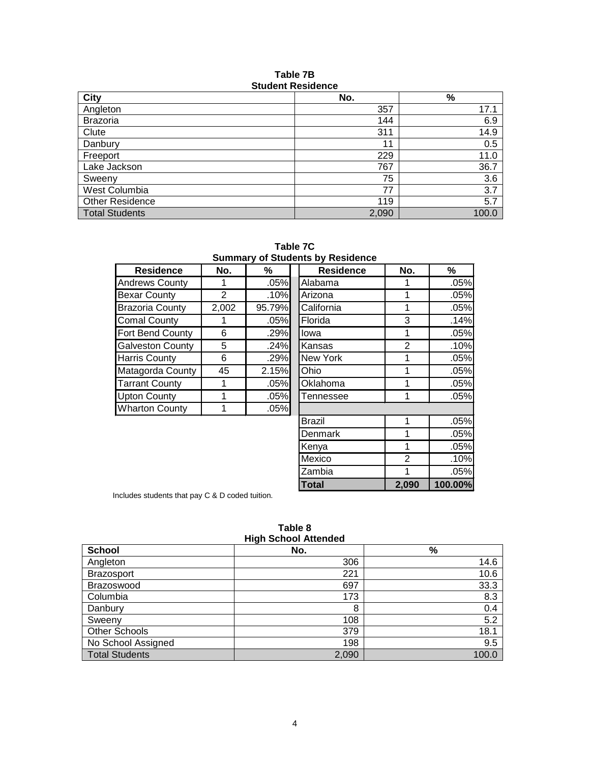**Table 7B**
**Student Residence**

| City | No. | % |
|---|---|---|
| Angleton | 357 | 17.1 |
| Brazoria | 144 | 6.9 |
| Clute | 311 | 14.9 |
| Danbury | 11 | 0.5 |
| Freeport | 229 | 11.0 |
| Lake Jackson | 767 | 36.7 |
| Sweeny | 75 | 3.6 |
| West Columbia | 77 | 3.7 |
| Other Residence | 119 | 5.7 |
| Total Students | 2,090 | 100.0 |

**Table 7C**
**Summary of Students by Residence**

| Residence | No. | % | Residence | No. | % |
|---|---|---|---|---|---|
| Andrews County | 1 | .05% | Alabama | 1 | .05% |
| Bexar County | 2 | .10% | Arizona | 1 | .05% |
| Brazoria County | 2,002 | 95.79% | California | 1 | .05% |
| Comal County | 1 | .05% | Florida | 3 | .14% |
| Fort Bend County | 6 | .29% | Iowa | 1 | .05% |
| Galveston County | 5 | .24% | Kansas | 2 | .10% |
| Harris County | 6 | .29% | New York | 1 | .05% |
| Matagorda County | 45 | 2.15% | Ohio | 1 | .05% |
| Tarrant County | 1 | .05% | Oklahoma | 1 | .05% |
| Upton County | 1 | .05% | Tennessee | 1 | .05% |
| Wharton County | 1 | .05% | | | |
| | | | Brazil | 1 | .05% |
| | | | Denmark | 1 | .05% |
| | | | Kenya | 1 | .05% |
| | | | Mexico | 2 | .10% |
| | | | Zambia | 1 | .05% |
| | | | **Total** | **2,090** | **100.00%** |

Includes students that pay C & D coded tuition.

**Table 8**
**High School Attended**

| School | No. | % |
|---|---|---|
| Angleton | 306 | 14.6 |
| Brazosport | 221 | 10.6 |
| Brazoswood | 697 | 33.3 |
| Columbia | 173 | 8.3 |
| Danbury | 8 | 0.4 |
| Sweeny | 108 | 5.2 |
| Other Schools | 379 | 18.1 |
| No School Assigned | 198 | 9.5 |
| Total Students | 2,090 | 100.0 |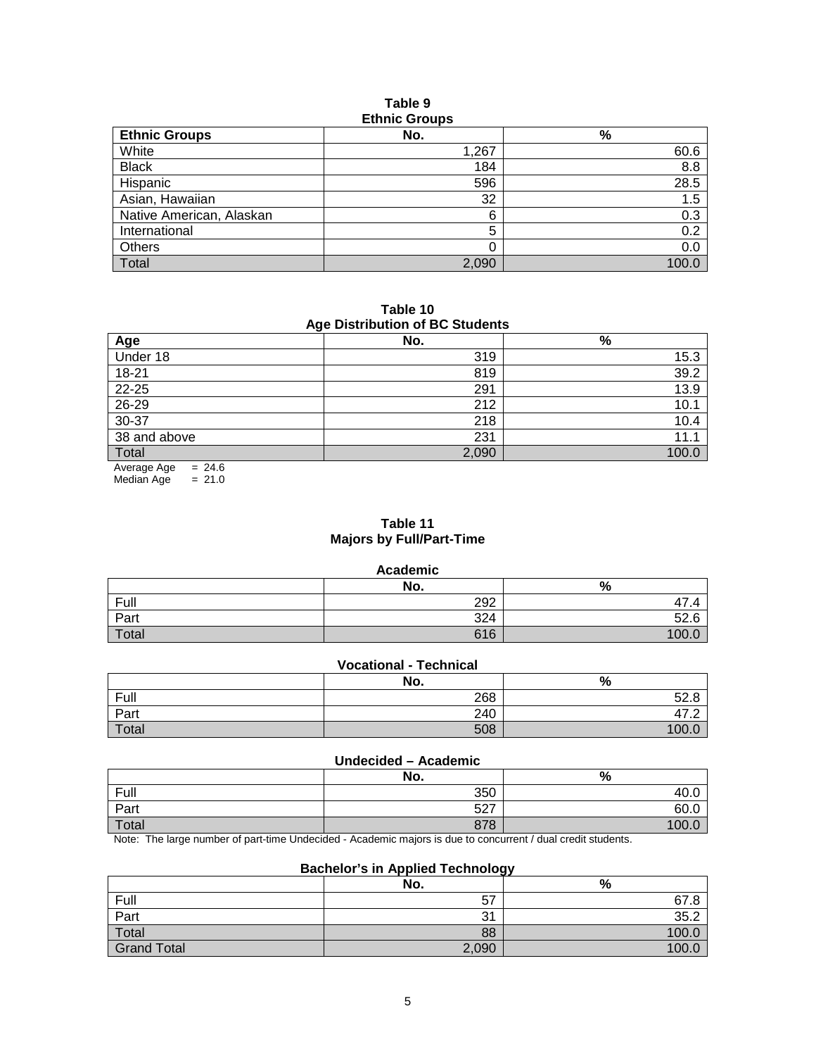**Table 9**
**Ethnic Groups**

| Ethnic Groups | No. | % |
|---|---|---|
| White | 1,267 | 60.6 |
| Black | 184 | 8.8 |
| Hispanic | 596 | 28.5 |
| Asian, Hawaiian | 32 | 1.5 |
| Native American, Alaskan | 6 | 0.3 |
| International | 5 | 0.2 |
| Others | 0 | 0.0 |
| Total | 2,090 | 100.0 |

**Table 10**
**Age Distribution of BC Students**

| Age | No. | % |
|---|---|---|
| Under 18 | 319 | 15.3 |
| 18-21 | 819 | 39.2 |
| 22-25 | 291 | 13.9 |
| 26-29 | 212 | 10.1 |
| 30-37 | 218 | 10.4 |
| 38 and above | 231 | 11.1 |
| Total | 2,090 | 100.0 |

Average Age = 24.6
Median Age = 21.0

**Table 11**
**Majors by Full/Part-Time**

**Academic**

| | No. | % |
|---|---|---|
| Full | 292 | 47.4 |
| Part | 324 | 52.6 |
| Total | 616 | 100.0 |

**Vocational - Technical**

| | No. | % |
|---|---|---|
| Full | 268 | 52.8 |
| Part | 240 | 47.2 |
| Total | 508 | 100.0 |

**Undecided – Academic**

| | No. | % |
|---|---|---|
| Full | 350 | 40.0 |
| Part | 527 | 60.0 |
| Total | 878 | 100.0 |

Note: The large number of part-time Undecided - Academic majors is due to concurrent / dual credit students.

**Bachelor's in Applied Technology**

| | No. | % |
|---|---|---|
| Full | 57 | 67.8 |
| Part | 31 | 35.2 |
| Total | 88 | 100.0 |
| Grand Total | 2,090 | 100.0 |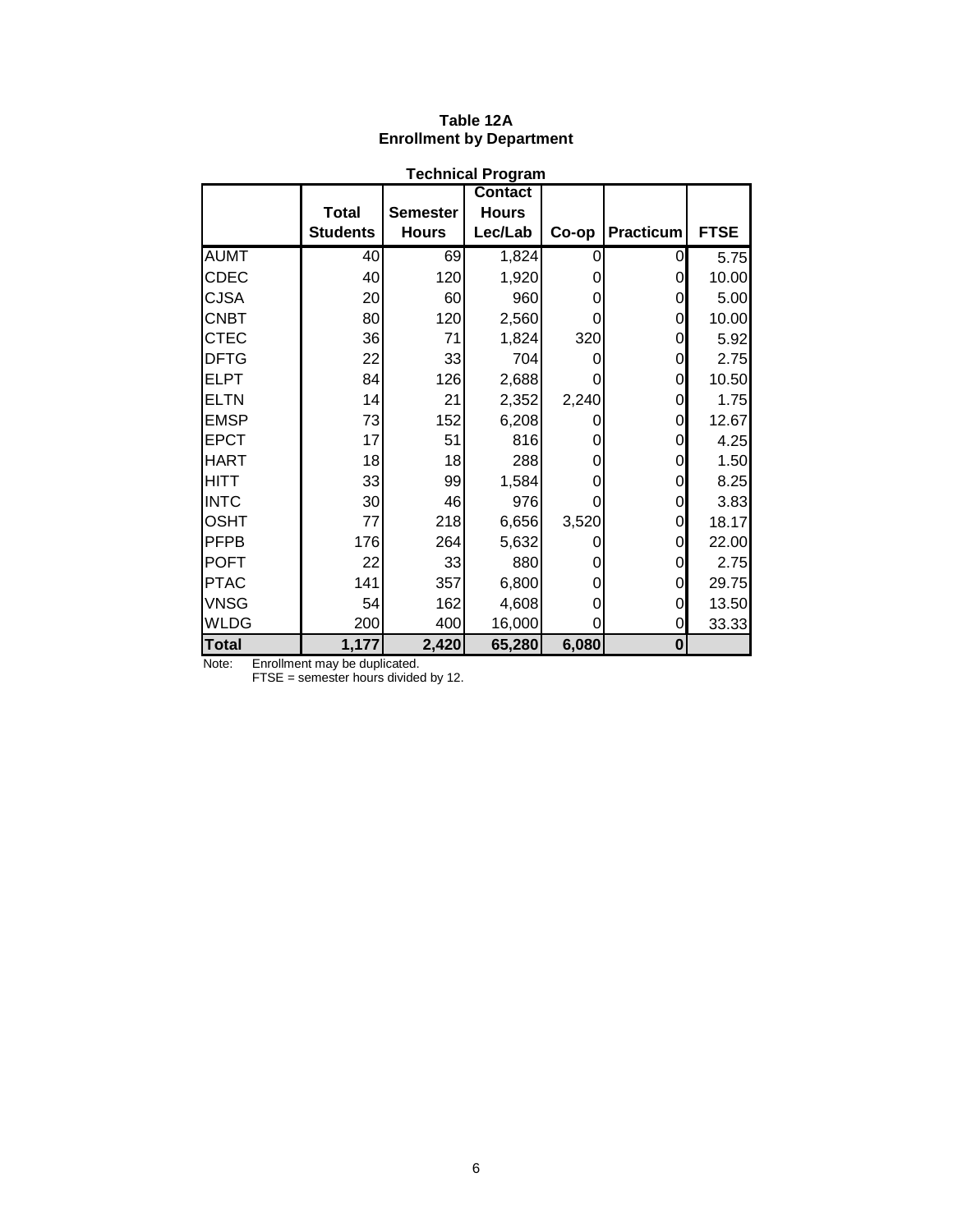# Table 12A
## Enrollment by Department

### Technical Program

| | Total Students | Semester Hours | Contact Hours Lec/Lab | Co-op | Practicum | FTSE |
|---|---|---|---|---|---|---|
| AUMT | 40 | 69 | 1,824 | 0 | 0 | 5.75 |
| CDEC | 40 | 120 | 1,920 | 0 | 0 | 10.00 |
| CJSA | 20 | 60 | 960 | 0 | 0 | 5.00 |
| CNBT | 80 | 120 | 2,560 | 0 | 0 | 10.00 |
| CTEC | 36 | 71 | 1,824 | 320 | 0 | 5.92 |
| DFTG | 22 | 33 | 704 | 0 | 0 | 2.75 |
| ELPT | 84 | 126 | 2,688 | 0 | 0 | 10.50 |
| ELTN | 14 | 21 | 2,352 | 2,240 | 0 | 1.75 |
| EMSP | 73 | 152 | 6,208 | 0 | 0 | 12.67 |
| EPCT | 17 | 51 | 816 | 0 | 0 | 4.25 |
| HART | 18 | 18 | 288 | 0 | 0 | 1.50 |
| HITT | 33 | 99 | 1,584 | 0 | 0 | 8.25 |
| INTC | 30 | 46 | 976 | 0 | 0 | 3.83 |
| OSHT | 77 | 218 | 6,656 | 3,520 | 0 | 18.17 |
| PFPB | 176 | 264 | 5,632 | 0 | 0 | 22.00 |
| POFT | 22 | 33 | 880 | 0 | 0 | 2.75 |
| PTAC | 141 | 357 | 6,800 | 0 | 0 | 29.75 |
| VNSG | 54 | 162 | 4,608 | 0 | 0 | 13.50 |
| WLDG | 200 | 400 | 16,000 | 0 | 0 | 33.33 |
| **Total** | **1,177** | **2,420** | **65,280** | **6,080** | **0** | |

Note: Enrollment may be duplicated.
FTSE = semester hours divided by 12.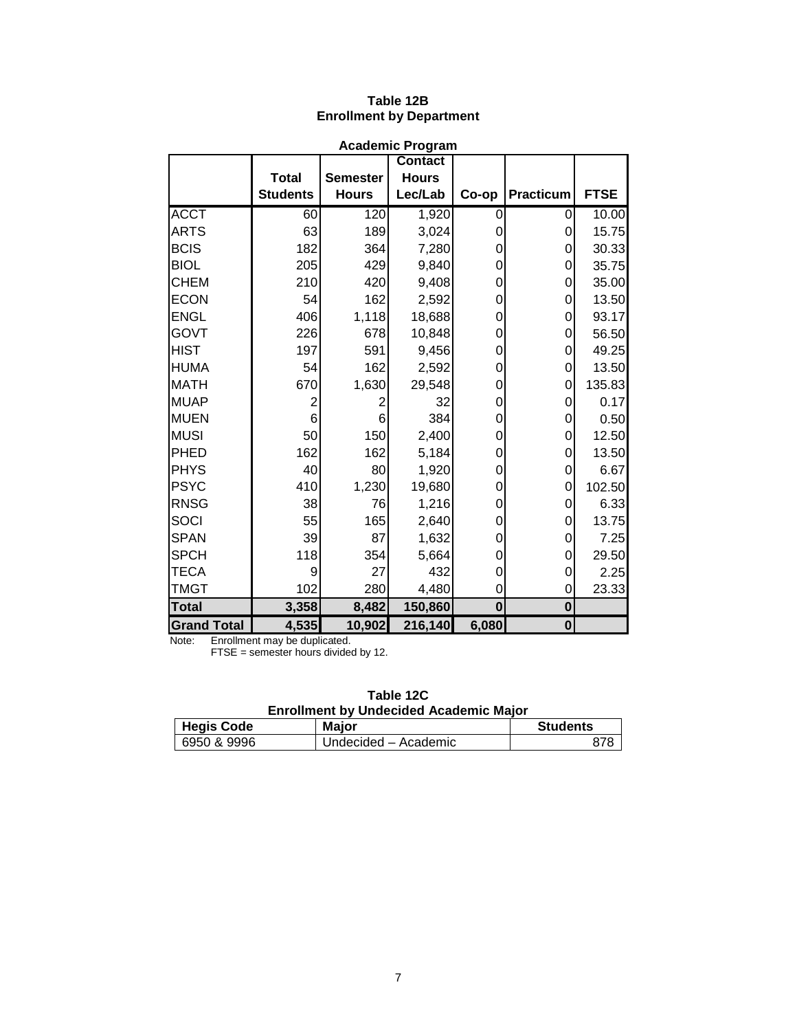**Table 12B**
**Enrollment by Department**

**Academic Program**

| | Total Students | Semester Hours | Contact Hours Lec/Lab | Co-op | Practicum | FTSE |
|---|---|---|---|---|---|---|
| ACCT | 60 | 120 | 1,920 | 0 | 0 | 10.00 |
| ARTS | 63 | 189 | 3,024 | 0 | 0 | 15.75 |
| BCIS | 182 | 364 | 7,280 | 0 | 0 | 30.33 |
| BIOL | 205 | 429 | 9,840 | 0 | 0 | 35.75 |
| CHEM | 210 | 420 | 9,408 | 0 | 0 | 35.00 |
| ECON | 54 | 162 | 2,592 | 0 | 0 | 13.50 |
| ENGL | 406 | 1,118 | 18,688 | 0 | 0 | 93.17 |
| GOVT | 226 | 678 | 10,848 | 0 | 0 | 56.50 |
| HIST | 197 | 591 | 9,456 | 0 | 0 | 49.25 |
| HUMA | 54 | 162 | 2,592 | 0 | 0 | 13.50 |
| MATH | 670 | 1,630 | 29,548 | 0 | 0 | 135.83 |
| MUAP | 2 | 2 | 32 | 0 | 0 | 0.17 |
| MUEN | 6 | 6 | 384 | 0 | 0 | 0.50 |
| MUSI | 50 | 150 | 2,400 | 0 | 0 | 12.50 |
| PHED | 162 | 162 | 5,184 | 0 | 0 | 13.50 |
| PHYS | 40 | 80 | 1,920 | 0 | 0 | 6.67 |
| PSYC | 410 | 1,230 | 19,680 | 0 | 0 | 102.50 |
| RNSG | 38 | 76 | 1,216 | 0 | 0 | 6.33 |
| SOCI | 55 | 165 | 2,640 | 0 | 0 | 13.75 |
| SPAN | 39 | 87 | 1,632 | 0 | 0 | 7.25 |
| SPCH | 118 | 354 | 5,664 | 0 | 0 | 29.50 |
| TECA | 9 | 27 | 432 | 0 | 0 | 2.25 |
| TMGT | 102 | 280 | 4,480 | 0 | 0 | 23.33 |
| **Total** | **3,358** | **8,482** | **150,860** | **0** | **0** | |
| **Grand Total** | **4,535** | **10,902** | **216,140** | **6,080** | **0** | |

Note: Enrollment may be duplicated.
FTSE = semester hours divided by 12.

**Table 12C**
**Enrollment by Undecided Academic Major**

| Hegis Code | Major | Students |
|---|---|---|
| 6950 & 9996 | Undecided – Academic | 878 |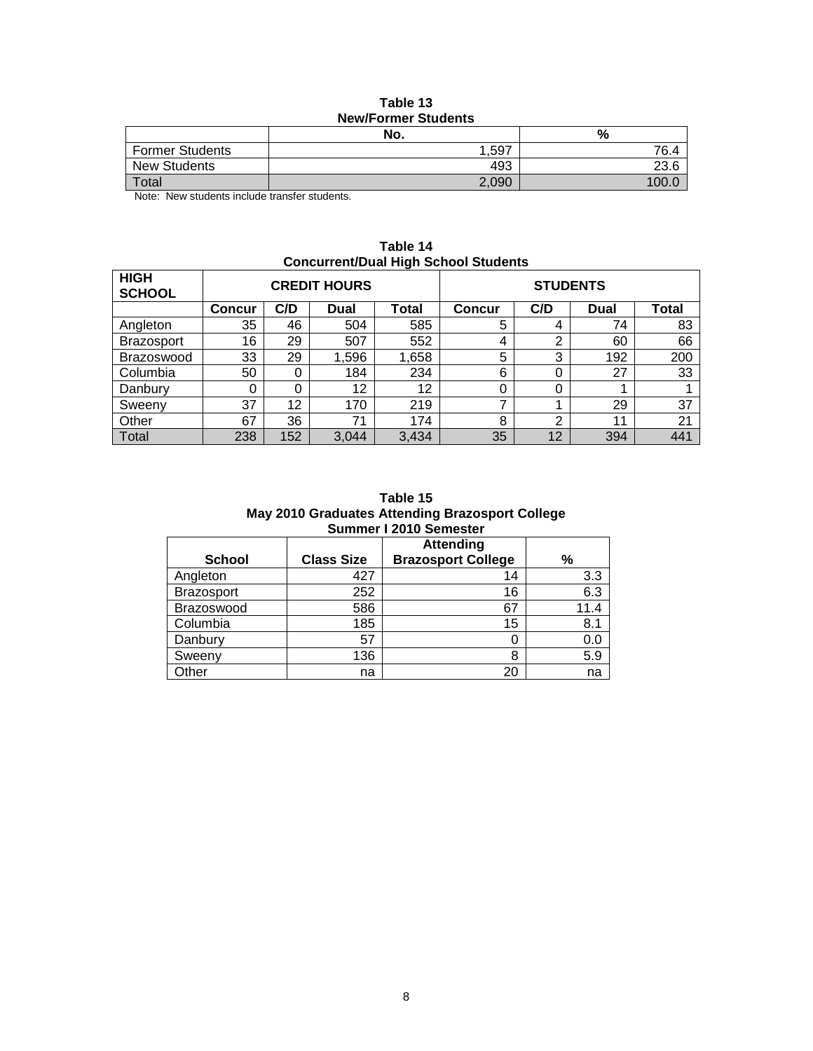**Table 13**
**New/Former Students**

| | No. | % |
|---|---|---|
| Former Students | 1,597 | 76.4 |
| New Students | 493 | 23.6 |
| Total | 2,090 | 100.0 |

Note: New students include transfer students.

**Table 14**
**Concurrent/Dual High School Students**

| HIGH SCHOOL | CREDIT HOURS | | | | STUDENTS | | | |
|---|---|---|---|---|---|---|---|---|
| | Concur | C/D | Dual | Total | Concur | C/D | Dual | Total |
| Angleton | 35 | 46 | 504 | 585 | 5 | 4 | 74 | 83 |
| Brazosport | 16 | 29 | 507 | 552 | 4 | 2 | 60 | 66 |
| Brazoswood | 33 | 29 | 1,596 | 1,658 | 5 | 3 | 192 | 200 |
| Columbia | 50 | 0 | 184 | 234 | 6 | 0 | 27 | 33 |
| Danbury | 0 | 0 | 12 | 12 | 0 | 0 | 1 | 1 |
| Sweeny | 37 | 12 | 170 | 219 | 7 | 1 | 29 | 37 |
| Other | 67 | 36 | 71 | 174 | 8 | 2 | 11 | 21 |
| Total | 238 | 152 | 3,044 | 3,434 | 35 | 12 | 394 | 441 |

**Table 15**
**May 2010 Graduates Attending Brazosport College**
**Summer I 2010 Semester**

| School | Class Size | Attending Brazosport College | % |
|---|---|---|---|
| Angleton | 427 | 14 | 3.3 |
| Brazosport | 252 | 16 | 6.3 |
| Brazoswood | 586 | 67 | 11.4 |
| Columbia | 185 | 15 | 8.1 |
| Danbury | 57 | 0 | 0.0 |
| Sweeny | 136 | 8 | 5.9 |
| Other | na | 20 | na |